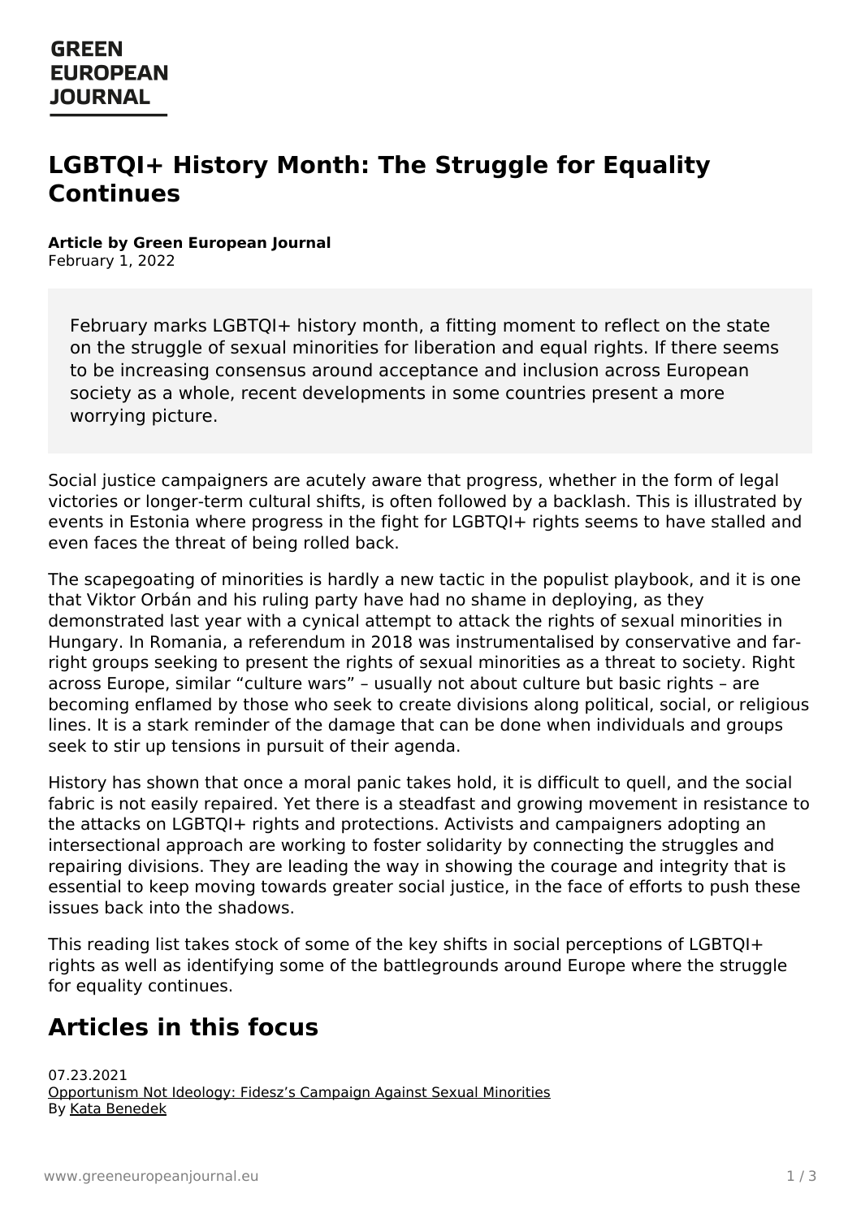GREEN EUROPEAN JOURNAL

# LGBTQI+ History Month: The Struggle for Equality Continues

**Article by Green European Journal**
February 1, 2022

> February marks LGBTQI+ history month, a fitting moment to reflect on the state on the struggle of sexual minorities for liberation and equal rights. If there seems to be increasing consensus around acceptance and inclusion across European society as a whole, recent developments in some countries present a more worrying picture.

Social justice campaigners are acutely aware that progress, whether in the form of legal victories or longer-term cultural shifts, is often followed by a backlash. This is illustrated by events in Estonia where progress in the fight for LGBTQI+ rights seems to have stalled and even faces the threat of being rolled back.

The scapegoating of minorities is hardly a new tactic in the populist playbook, and it is one that Viktor Orbán and his ruling party have had no shame in deploying, as they demonstrated last year with a cynical attempt to attack the rights of sexual minorities in Hungary. In Romania, a referendum in 2018 was instrumentalised by conservative and far-right groups seeking to present the rights of sexual minorities as a threat to society. Right across Europe, similar "culture wars" – usually not about culture but basic rights – are becoming enflamed by those who seek to create divisions along political, social, or religious lines. It is a stark reminder of the damage that can be done when individuals and groups seek to stir up tensions in pursuit of their agenda.

History has shown that once a moral panic takes hold, it is difficult to quell, and the social fabric is not easily repaired. Yet there is a steadfast and growing movement in resistance to the attacks on LGBTQI+ rights and protections. Activists and campaigners adopting an intersectional approach are working to foster solidarity by connecting the struggles and repairing divisions. They are leading the way in showing the courage and integrity that is essential to keep moving towards greater social justice, in the face of efforts to push these issues back into the shadows.

This reading list takes stock of some of the key shifts in social perceptions of LGBTQI+ rights as well as identifying some of the battlegrounds around Europe where the struggle for equality continues.

## Articles in this focus

07.23.2021
Opportunism Not Ideology: Fidesz's Campaign Against Sexual Minorities
By Kata Benedek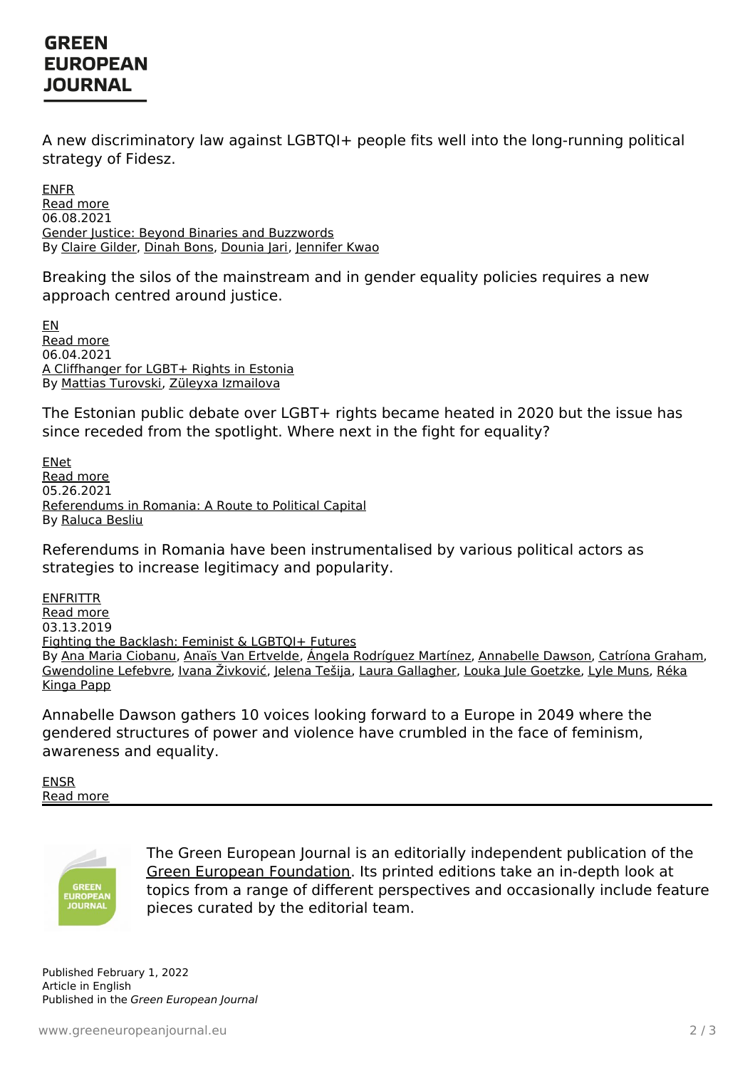A new discriminatory law against LGBTQI+ people fits well into the long-running political strategy of Fidesz.

ENFR
Read more
06.08.2021
Gender Justice: Beyond Binaries and Buzzwords
By Claire Gilder, Dinah Bons, Dounia Jari, Jennifer Kwao

Breaking the silos of the mainstream and in gender equality policies requires a new approach centred around justice.

EN
Read more
06.04.2021
A Cliffhanger for LGBT+ Rights in Estonia
By Mattias Turovski, Züleyxa Izmailova

The Estonian public debate over LGBT+ rights became heated in 2020 but the issue has since receded from the spotlight. Where next in the fight for equality?

ENet
Read more
05.26.2021
Referendums in Romania: A Route to Political Capital
By Raluca Besliu

Referendums in Romania have been instrumentalised by various political actors as strategies to increase legitimacy and popularity.

ENFRITTR
Read more
03.13.2019
Fighting the Backlash: Feminist & LGBTQI+ Futures
By Ana Maria Ciobanu, Anaïs Van Ertvelde, Ángela Rodríguez Martínez, Annabelle Dawson, Catríona Graham, Gwendoline Lefebvre, Ivana Živković, Jelena Tešija, Laura Gallagher, Louka Jule Goetzke, Lyle Muns, Réka Kinga Papp

Annabelle Dawson gathers 10 voices looking forward to a Europe in 2049 where the gendered structures of power and violence have crumbled in the face of feminism, awareness and equality.

ENSR
Read more

---

The Green European Journal is an editorially independent publication of the Green European Foundation. Its printed editions take an in-depth look at topics from a range of different perspectives and occasionally include feature pieces curated by the editorial team.

Published February 1, 2022
Article in English
Published in the *Green European Journal*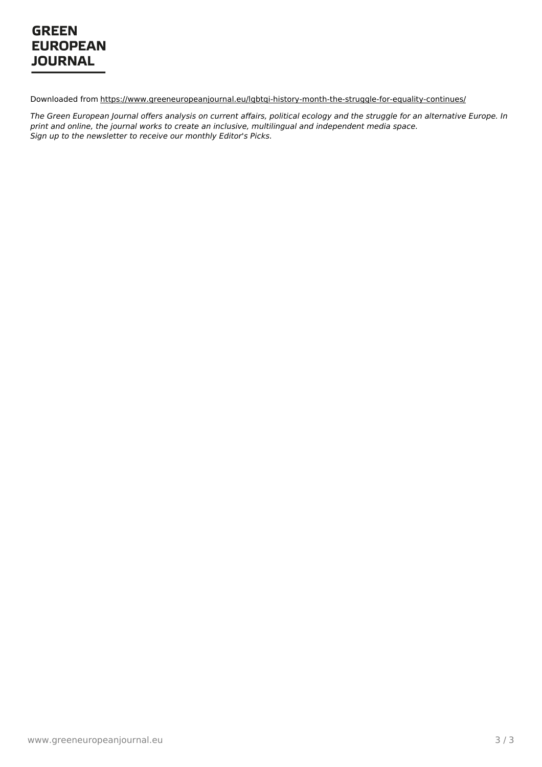**GREEN EUROPEAN JOURNAL**

Downloaded from https://www.greeneuropeanjournal.eu/lgbtqi-history-month-the-struggle-for-equality-continues/

*The Green European Journal offers analysis on current affairs, political ecology and the struggle for an alternative Europe. In print and online, the journal works to create an inclusive, multilingual and independent media space.*
*Sign up to the newsletter to receive our monthly Editor's Picks.*